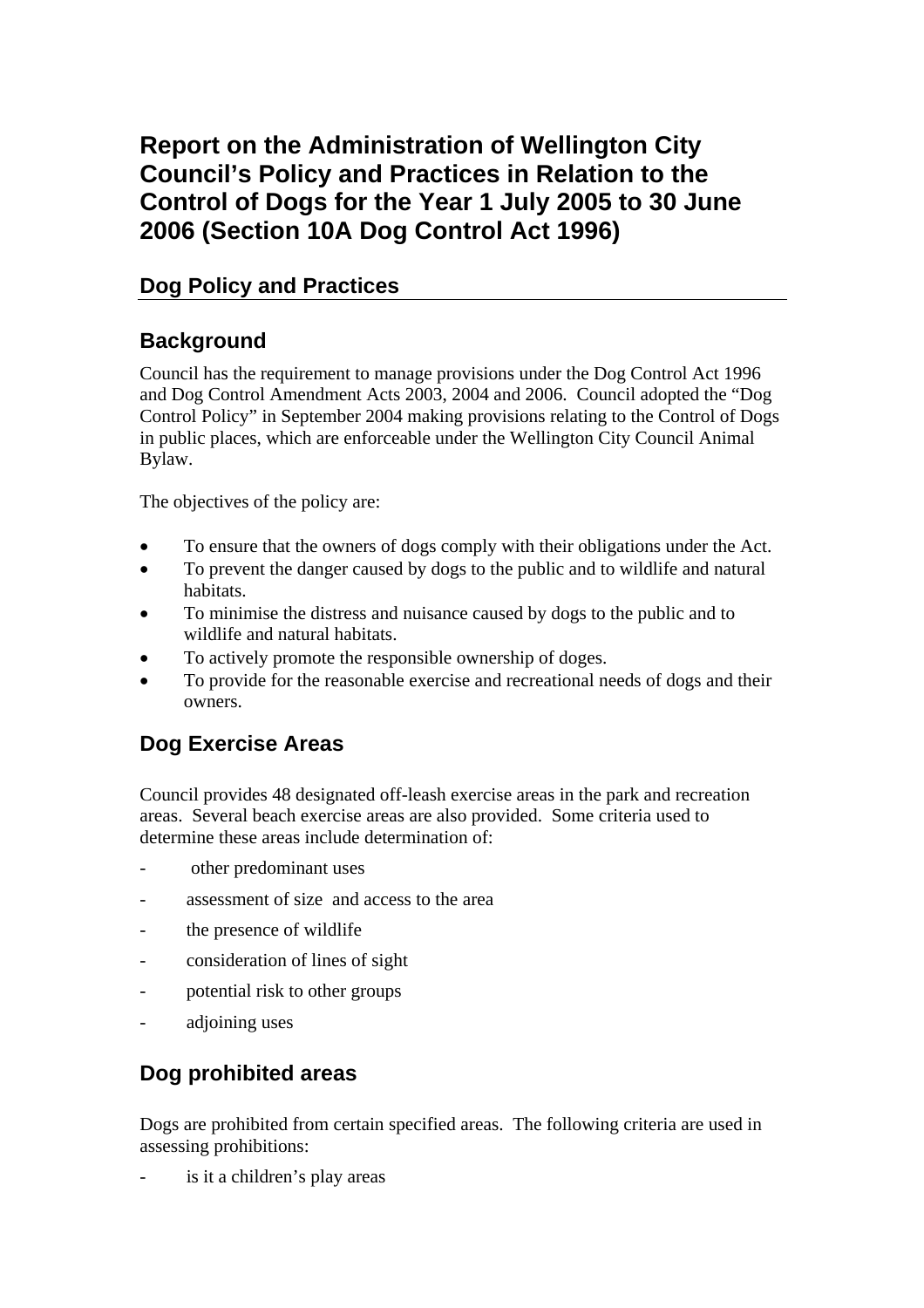# Report on the Administration of Wellington City Council's Policy and Practices in Relation to the Control of Dogs for the Year 1 July 2005 to 30 June 2006 (Section 10A Dog Control Act 1996)

## Dog Policy and Practices

### Background

Council has the requirement to manage provisions under the Dog Control Act 1996 and Dog Control Amendment Acts 2003, 2004 and 2006. Council adopted the "Dog Control Policy" in September 2004 making provisions relating to the Control of Dogs in public places, which are enforceable under the Wellington City Council Animal Bylaw.

The objectives of the policy are:

- To ensure that the owners of dogs comply with their obligations under the Act.
- To prevent the danger caused by dogs to the public and to wildlife and natural habitats.
- To minimise the distress and nuisance caused by dogs to the public and to wildlife and natural habitats.
- To actively promote the responsible ownership of doges.
- To provide for the reasonable exercise and recreational needs of dogs and their owners.

### Dog Exercise Areas

Council provides 48 designated off-leash exercise areas in the park and recreation areas. Several beach exercise areas are also provided. Some criteria used to determine these areas include determination of:

- other predominant uses
- assessment of size and access to the area
- the presence of wildlife
- consideration of lines of sight
- potential risk to other groups
- adjoining uses

### Dog prohibited areas

Dogs are prohibited from certain specified areas. The following criteria are used in assessing prohibitions:

- is it a children's play areas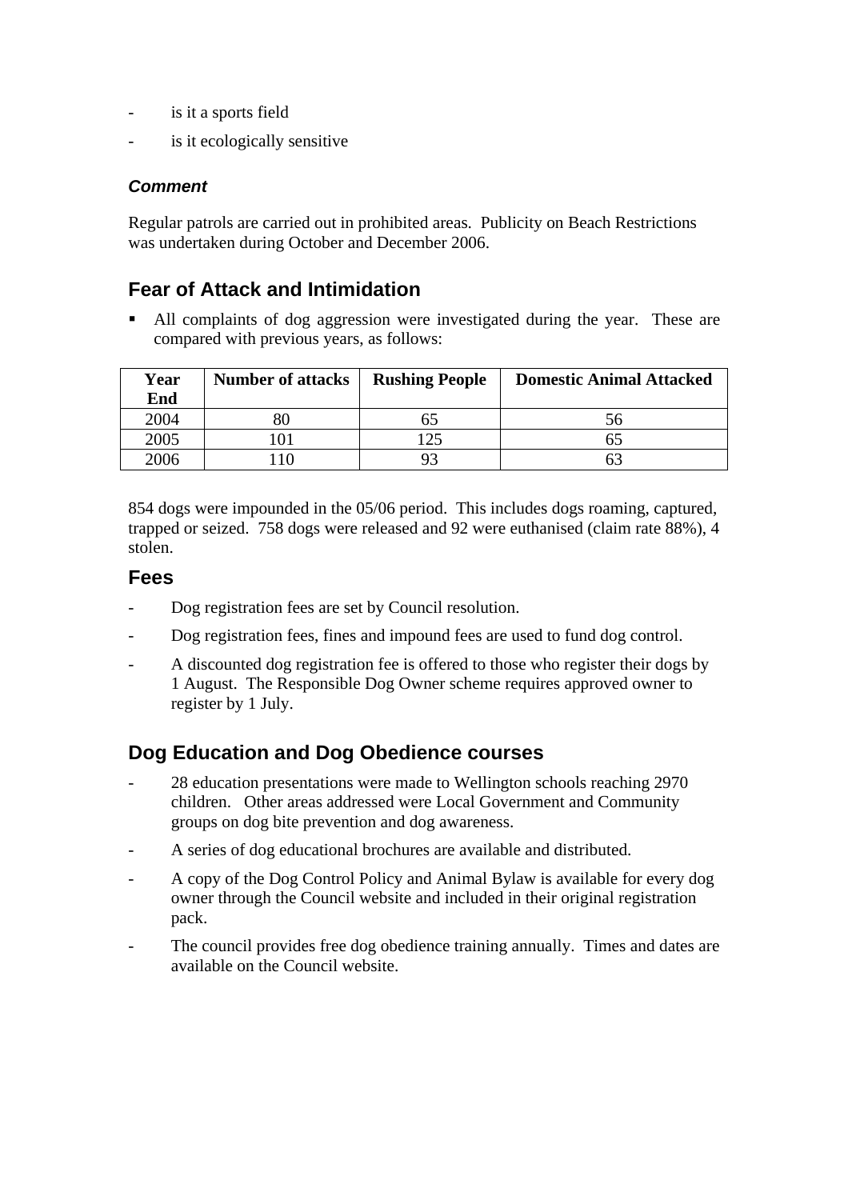- is it a sports field
- is it ecologically sensitive

***Comment***

Regular patrols are carried out in prohibited areas. Publicity on Beach Restrictions was undertaken during October and December 2006.

## Fear of Attack and Intimidation

- All complaints of dog aggression were investigated during the year. These are compared with previous years, as follows:

| Year End | Number of attacks | Rushing People | Domestic Animal Attacked |
|---|---|---|---|
| 2004 | 80 | 65 | 56 |
| 2005 | 101 | 125 | 65 |
| 2006 | 110 | 93 | 63 |

854 dogs were impounded in the 05/06 period. This includes dogs roaming, captured, trapped or seized. 758 dogs were released and 92 were euthanised (claim rate 88%), 4 stolen.

## Fees

- Dog registration fees are set by Council resolution.
- Dog registration fees, fines and impound fees are used to fund dog control.
- A discounted dog registration fee is offered to those who register their dogs by 1 August. The Responsible Dog Owner scheme requires approved owner to register by 1 July.

## Dog Education and Dog Obedience courses

- 28 education presentations were made to Wellington schools reaching 2970 children. Other areas addressed were Local Government and Community groups on dog bite prevention and dog awareness.
- A series of dog educational brochures are available and distributed.
- A copy of the Dog Control Policy and Animal Bylaw is available for every dog owner through the Council website and included in their original registration pack.
- The council provides free dog obedience training annually. Times and dates are available on the Council website.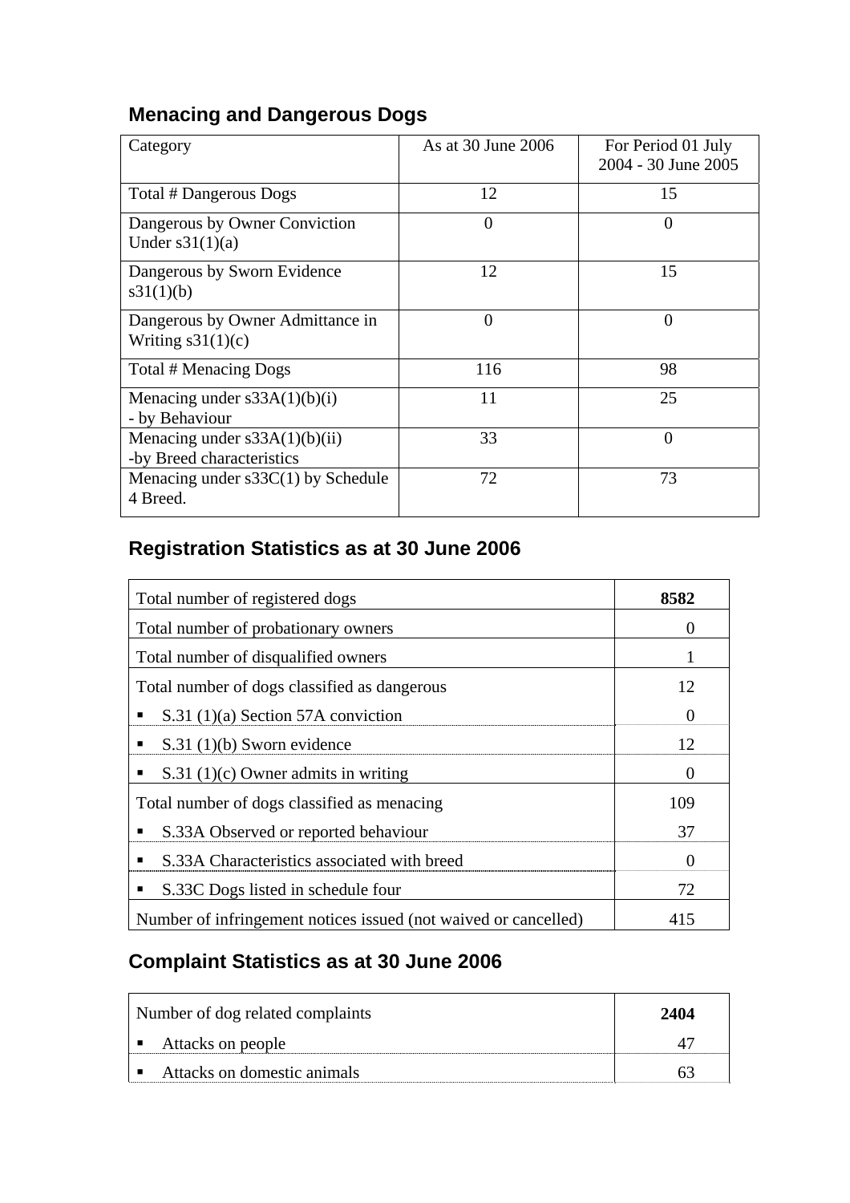## Menacing and Dangerous Dogs

| Category | As at 30 June 2006 | For Period 01 July 2004 - 30 June 2005 |
|---|---|---|
| Total # Dangerous Dogs | 12 | 15 |
| Dangerous by Owner Conviction Under s31(1)(a) | 0 | 0 |
| Dangerous by Sworn Evidence s31(1)(b) | 12 | 15 |
| Dangerous by Owner Admittance in Writing s31(1)(c) | 0 | 0 |
| Total # Menacing Dogs | 116 | 98 |
| Menacing under s33A(1)(b)(i) - by Behaviour | 11 | 25 |
| Menacing under s33A(1)(b)(ii) -by Breed characteristics | 33 | 0 |
| Menacing under s33C(1) by Schedule 4 Breed. | 72 | 73 |

## Registration Statistics as at 30 June 2006

| Category | Number |
|---|---|
| Total number of registered dogs | **8582** |
| Total number of probationary owners | 0 |
| Total number of disqualified owners | 1 |
| Total number of dogs classified as dangerous | 12 |
| ▪ S.31 (1)(a) Section 57A conviction | 0 |
| ▪ S.31 (1)(b) Sworn evidence | 12 |
| ▪ S.31 (1)(c) Owner admits in writing | 0 |
| Total number of dogs classified as menacing | 109 |
| ▪ S.33A Observed or reported behaviour | 37 |
| ▪ S.33A Characteristics associated with breed | 0 |
| ▪ S.33C Dogs listed in schedule four | 72 |
| Number of infringement notices issued (not waived or cancelled) | 415 |

## Complaint Statistics as at 30 June 2006

| Category | Number |
|---|---|
| Number of dog related complaints | **2404** |
| ▪ Attacks on people | 47 |
| ▪ Attacks on domestic animals | 63 |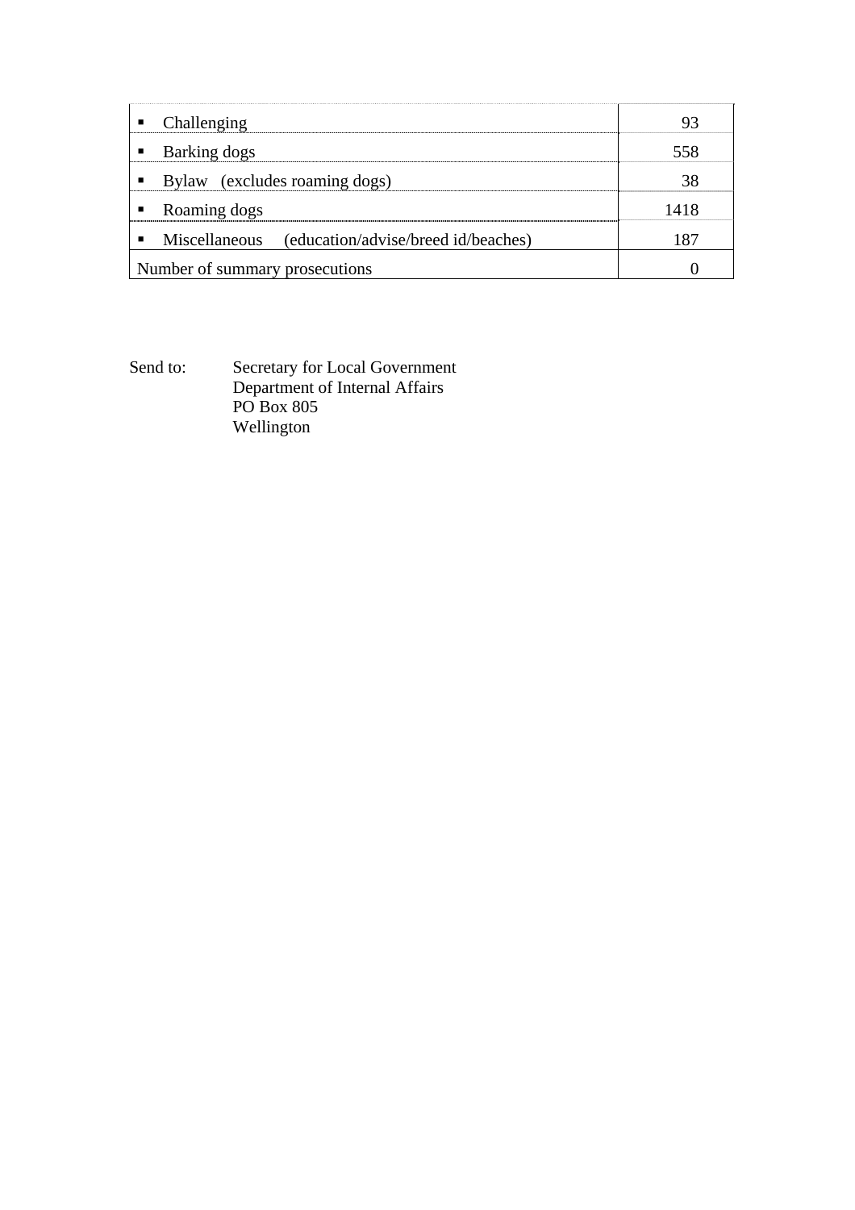| | |
|---|---|
| ▪ Challenging | 93 |
| ▪ Barking dogs | 558 |
| ▪ Bylaw (excludes roaming dogs) | 38 |
| ▪ Roaming dogs | 1418 |
| ▪ Miscellaneous (education/advise/breed id/beaches) | 187 |
| Number of summary prosecutions | 0 |

Send to: Secretary for Local Government
Department of Internal Affairs
PO Box 805
Wellington